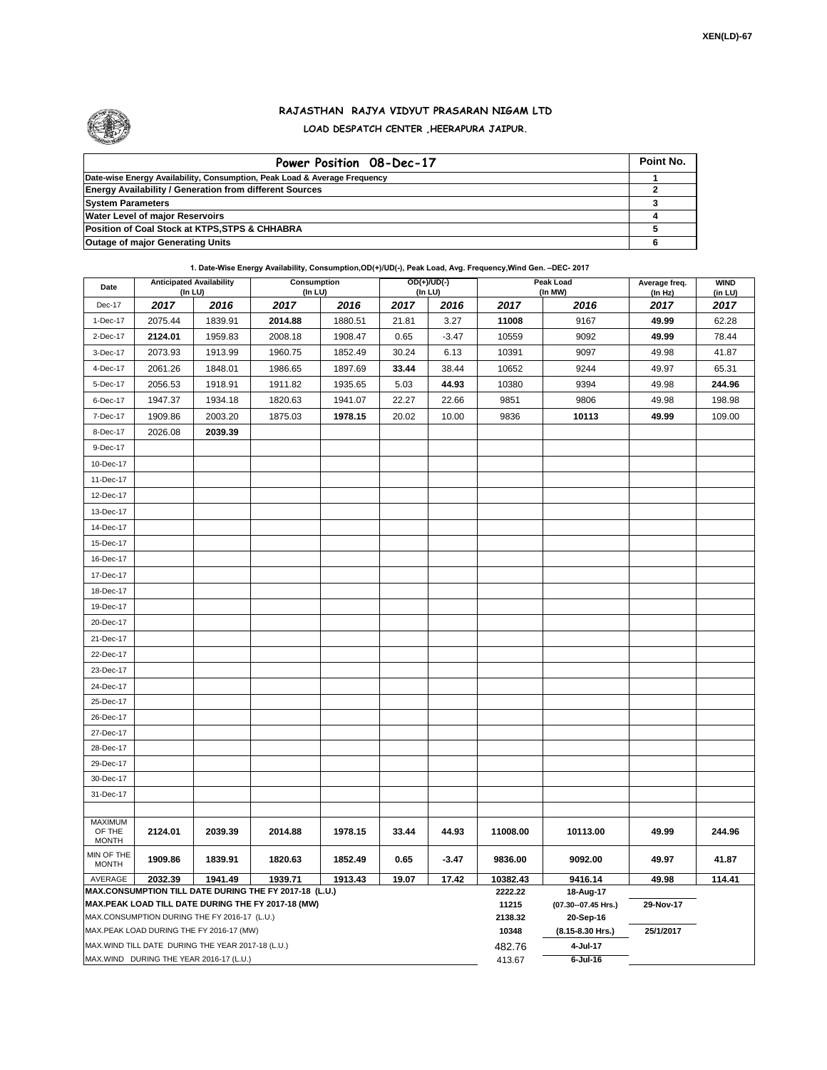XEN(LD)-67

# RAJASTHAN RAJYA VIDYUT PRASARAN NIGAM LTD

## LOAD DESPATCH CENTER ,HEERAPURA JAIPUR.

| Power Position 08-Dec-17 | Point No. |
|---|---|
| Date-wise Energy Availability, Consumption, Peak Load & Average Frequency | 1 |
| Energy Availability / Generation from different Sources | 2 |
| System Parameters | 3 |
| Water Level of major Reservoirs | 4 |
| Position of Coal Stock at KTPS,STPS & CHHABRA | 5 |
| Outage of major Generating Units | 6 |

**1. Date-Wise Energy Availability, Consumption,OD(+)/UD(-), Peak Load, Avg. Frequency,Wind Gen. –DEC- 2017**

| Date | Anticipated Availability (In LU) | | Consumption (In LU) | | OD(+)/UD(-) (In LU) | | Peak Load (In MW) | | Average freq. (In Hz) | WIND (in LU) |
|---|---|---|---|---|---|---|---|---|---|---|
| Dec-17 | 2017 | 2016 | 2017 | 2016 | 2017 | 2016 | 2017 | 2016 | 2017 | 2017 |
| 1-Dec-17 | 2075.44 | 1839.91 | 2014.88 | 1880.51 | 21.81 | 3.27 | 11008 | 9167 | 49.99 | 62.28 |
| 2-Dec-17 | 2124.01 | 1959.83 | 2008.18 | 1908.47 | 0.65 | -3.47 | 10559 | 9092 | 49.99 | 78.44 |
| 3-Dec-17 | 2073.93 | 1913.99 | 1960.75 | 1852.49 | 30.24 | 6.13 | 10391 | 9097 | 49.98 | 41.87 |
| 4-Dec-17 | 2061.26 | 1848.01 | 1986.65 | 1897.69 | 33.44 | 38.44 | 10652 | 9244 | 49.97 | 65.31 |
| 5-Dec-17 | 2056.53 | 1918.91 | 1911.82 | 1935.65 | 5.03 | 44.93 | 10380 | 9394 | 49.98 | 244.96 |
| 6-Dec-17 | 1947.37 | 1934.18 | 1820.63 | 1941.07 | 22.27 | 22.66 | 9851 | 9806 | 49.98 | 198.98 |
| 7-Dec-17 | 1909.86 | 2003.20 | 1875.03 | 1978.15 | 20.02 | 10.00 | 9836 | 10113 | 49.99 | 109.00 |
| 8-Dec-17 | 2026.08 | 2039.39 | | | | | | | | |
| 9-Dec-17 | | | | | | | | | | |
| 10-Dec-17 | | | | | | | | | | |
| 11-Dec-17 | | | | | | | | | | |
| 12-Dec-17 | | | | | | | | | | |
| 13-Dec-17 | | | | | | | | | | |
| 14-Dec-17 | | | | | | | | | | |
| 15-Dec-17 | | | | | | | | | | |
| 16-Dec-17 | | | | | | | | | | |
| 17-Dec-17 | | | | | | | | | | |
| 18-Dec-17 | | | | | | | | | | |
| 19-Dec-17 | | | | | | | | | | |
| 20-Dec-17 | | | | | | | | | | |
| 21-Dec-17 | | | | | | | | | | |
| 22-Dec-17 | | | | | | | | | | |
| 23-Dec-17 | | | | | | | | | | |
| 24-Dec-17 | | | | | | | | | | |
| 25-Dec-17 | | | | | | | | | | |
| 26-Dec-17 | | | | | | | | | | |
| 27-Dec-17 | | | | | | | | | | |
| 28-Dec-17 | | | | | | | | | | |
| 29-Dec-17 | | | | | | | | | | |
| 30-Dec-17 | | | | | | | | | | |
| 31-Dec-17 | | | | | | | | | | |
| MAXIMUM OF THE MONTH | 2124.01 | 2039.39 | 2014.88 | 1978.15 | 33.44 | 44.93 | 11008.00 | 10113.00 | 49.99 | 244.96 |
| MIN OF THE MONTH | 1909.86 | 1839.91 | 1820.63 | 1852.49 | 0.65 | -3.47 | 9836.00 | 9092.00 | 49.97 | 41.87 |
| AVERAGE | 2032.39 | 1941.49 | 1939.71 | 1913.43 | 19.07 | 17.42 | 10382.43 | 9416.14 | 49.98 | 114.41 |
| MAX.CONSUMPTION TILL DATE DURING THE FY 2017-18 (L.U.) | | | | | | | 2222.22 | 18-Aug-17 | | |
| MAX.PEAK LOAD TILL DATE DURING THE FY 2017-18 (MW) | | | | | | | 11215 | (07.30--07.45 Hrs.) | 29-Nov-17 | |
| MAX.CONSUMPTION DURING THE FY 2016-17 (L.U.) | | | | | | | 2138.32 | 20-Sep-16 | | |
| MAX.PEAK LOAD DURING THE FY 2016-17 (MW) | | | | | | | 10348 | (8.15-8.30 Hrs.) | 25/1/2017 | |
| MAX.WIND TILL DATE DURING THE YEAR 2017-18 (L.U.) | | | | | | | 482.76 | 4-Jul-17 | | |
| MAX.WIND DURING THE YEAR 2016-17 (L.U.) | | | | | | | 413.67 | 6-Jul-16 | | |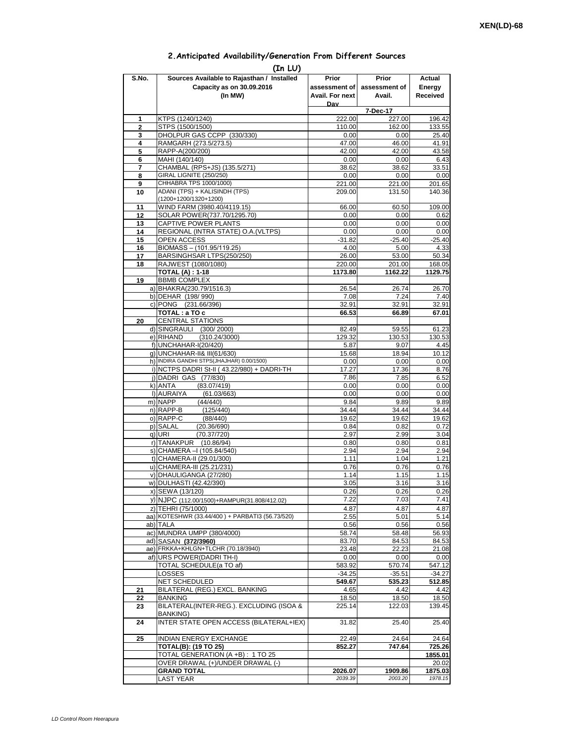XEN(LD)-68

## 2.Anticipated Availability/Generation From Different Sources

**(In LU)**

| S.No. | Sources Available to Rajasthan / Installed Capacity as on 30.09.2016 (In MW) | Prior assessment of Avail. For next Day | Prior assessment of Avail. | Actual Energy Received |
|---|---|---|---|---|
| | | | 7-Dec-17 | |
| 1 | KTPS (1240/1240) | 222.00 | 227.00 | 196.42 |
| 2 | STPS (1500/1500) | 110.00 | 162.00 | 133.55 |
| 3 | DHOLPUR GAS CCPP (330/330) | 0.00 | 0.00 | 25.40 |
| 4 | RAMGARH (273.5/273.5) | 47.00 | 46.00 | 41.91 |
| 5 | RAPP-A(200/200) | 42.00 | 42.00 | 43.58 |
| 6 | MAHI (140/140) | 0.00 | 0.00 | 6.43 |
| 7 | CHAMBAL (RPS+JS) (135.5/271) | 38.62 | 38.62 | 33.51 |
| 8 | GIRAL LIGNITE (250/250) | 0.00 | 0.00 | 0.00 |
| 9 | CHHABRA TPS 1000/1000) | 221.00 | 221.00 | 201.65 |
| 10 | ADANI (TPS) + KALISINDH (TPS) (1200+1200/1320+1200) | 209.00 | 131.50 | 140.36 |
| 11 | WIND FARM (3980.40/4119.15) | 66.00 | 60.50 | 109.00 |
| 12 | SOLAR POWER(737.70/1295.70) | 0.00 | 0.00 | 0.62 |
| 13 | CAPTIVE POWER PLANTS | 0.00 | 0.00 | 0.00 |
| 14 | REGIONAL (INTRA STATE) O.A.(VLTPS) | 0.00 | 0.00 | 0.00 |
| 15 | OPEN ACCESS | -31.82 | -25.40 | -25.40 |
| 16 | BIOMASS – (101.95/119.25) | 4.00 | 5.00 | 4.33 |
| 17 | BARSINGHSAR LTPS(250/250) | 26.00 | 53.00 | 50.34 |
| 18 | RAJWEST (1080/1080) | 220.00 | 201.00 | 168.05 |
| | **TOTAL (A) : 1-18** | **1173.80** | **1162.22** | **1129.75** |
| 19 | BBMB COMPLEX | | | |
| | a) BHAKRA(230.79/1516.3) | 26.54 | 26.74 | 26.70 |
| | b) DEHAR (198/ 990) | 7.08 | 7.24 | 7.40 |
| | c) PONG (231.66/396) | 32.91 | 32.91 | 32.91 |
| | **TOTAL : a TO c** | **66.53** | **66.89** | **67.01** |
| 20 | CENTRAL STATIONS | | | |
| | d) SINGRAULI (300/ 2000) | 82.49 | 59.55 | 61.23 |
| | e) RIHAND (310.24/3000) | 129.32 | 130.53 | 130.53 |
| | f) UNCHAHAR-I(20/420) | 5.87 | 9.07 | 4.45 |
| | g) UNCHAHAR-II& III(61/630) | 15.68 | 18.94 | 10.12 |
| | h) INDIRA GANDHI STPS(JHAJHAR) 0.00/1500) | 0.00 | 0.00 | 0.00 |
| | i) NCTPS DADRI St-II ( 43.22/980) + DADRI-TH | 17.27 | 17.36 | 8.76 |
| | j) DADRI GAS (77/830) | 7.86 | 7.85 | 6.52 |
| | k) ANTA (83.07/419) | 0.00 | 0.00 | 0.00 |
| | l) AURAIYA (61.03/663) | 0.00 | 0.00 | 0.00 |
| | m) NAPP (44/440) | 9.84 | 9.89 | 9.89 |
| | n) RAPP-B (125/440) | 34.44 | 34.44 | 34.44 |
| | o) RAPP-C (88/440) | 19.62 | 19.62 | 19.62 |
| | p) SALAL (20.36/690) | 0.84 | 0.82 | 0.72 |
| | q) URI (70.37/720) | 2.97 | 2.99 | 3.04 |
| | r) TANAKPUR (10.86/94) | 0.80 | 0.80 | 0.81 |
| | s) CHAMERA –I (105.84/540) | 2.94 | 2.94 | 2.94 |
| | t) CHAMERA-II (29.01/300) | 1.11 | 1.04 | 1.21 |
| | u) CHAMERA-III (25.21/231) | 0.76 | 0.76 | 0.76 |
| | v) DHAULIGANGA (27/280) | 1.14 | 1.15 | 1.15 |
| | w) DULHASTI (42.42/390) | 3.05 | 3.16 | 3.16 |
| | x) SEWA (13/120) | 0.26 | 0.26 | 0.26 |
| | y) NJPC (112.00/1500)+RAMPUR(31.808/412.02) | 7.22 | 7.03 | 7.41 |
| | z) TEHRI (75/1000) | 4.87 | 4.87 | 4.87 |
| | aa) KOTESHWR (33.44/400 ) + PARBATI3 (56.73/520) | 2.55 | 5.01 | 5.14 |
| | ab) TALA | 0.56 | 0.56 | 0.56 |
| | ac) MUNDRA UMPP (380/4000) | 58.74 | 58.48 | 56.93 |
| | ad) SASAN **(372/3960)** | 83.70 | 84.53 | 84.53 |
| | ae) FRKKA+KHLGN+TLCHR (70.18/3940) | 23.48 | 22.23 | 21.08 |
| | af) URS POWER(DADRI TH-I) | 0.00 | 0.00 | 0.00 |
| | TOTAL SCHEDULE(a TO af) | 583.92 | 570.74 | 547.12 |
| | LOSSES | -34.25 | -35.51 | -34.27 |
| | NET SCHEDULED | **549.67** | **535.23** | **512.85** |
| 21 | BILATERAL (REG.) EXCL. BANKING | 4.65 | 4.42 | 4.42 |
| 22 | BANKING | 18.50 | 18.50 | 18.50 |
| 23 | BILATERAL(INTER-REG.). EXCLUDING (ISOA & BANKING) | 225.14 | 122.03 | 139.45 |
| 24 | INTER STATE OPEN ACCESS (BILATERAL+IEX) | 31.82 | 25.40 | 25.40 |
| 25 | INDIAN ENERGY EXCHANGE | 22.49 | 24.64 | 24.64 |
| | **TOTAL(B): (19 TO 25)** | **852.27** | **747.64** | **725.26** |
| | TOTAL GENERATION (A +B) : 1 TO 25 | | | **1855.01** |
| | OVER DRAWAL (+)/UNDER DRAWAL (-) | | | 20.02 |
| | **GRAND TOTAL** | **2026.07** | **1909.86** | **1875.03** |
| | LAST YEAR | *2039.39* | *2003.20* | *1978.15* |

*LD Control Room Heerapura*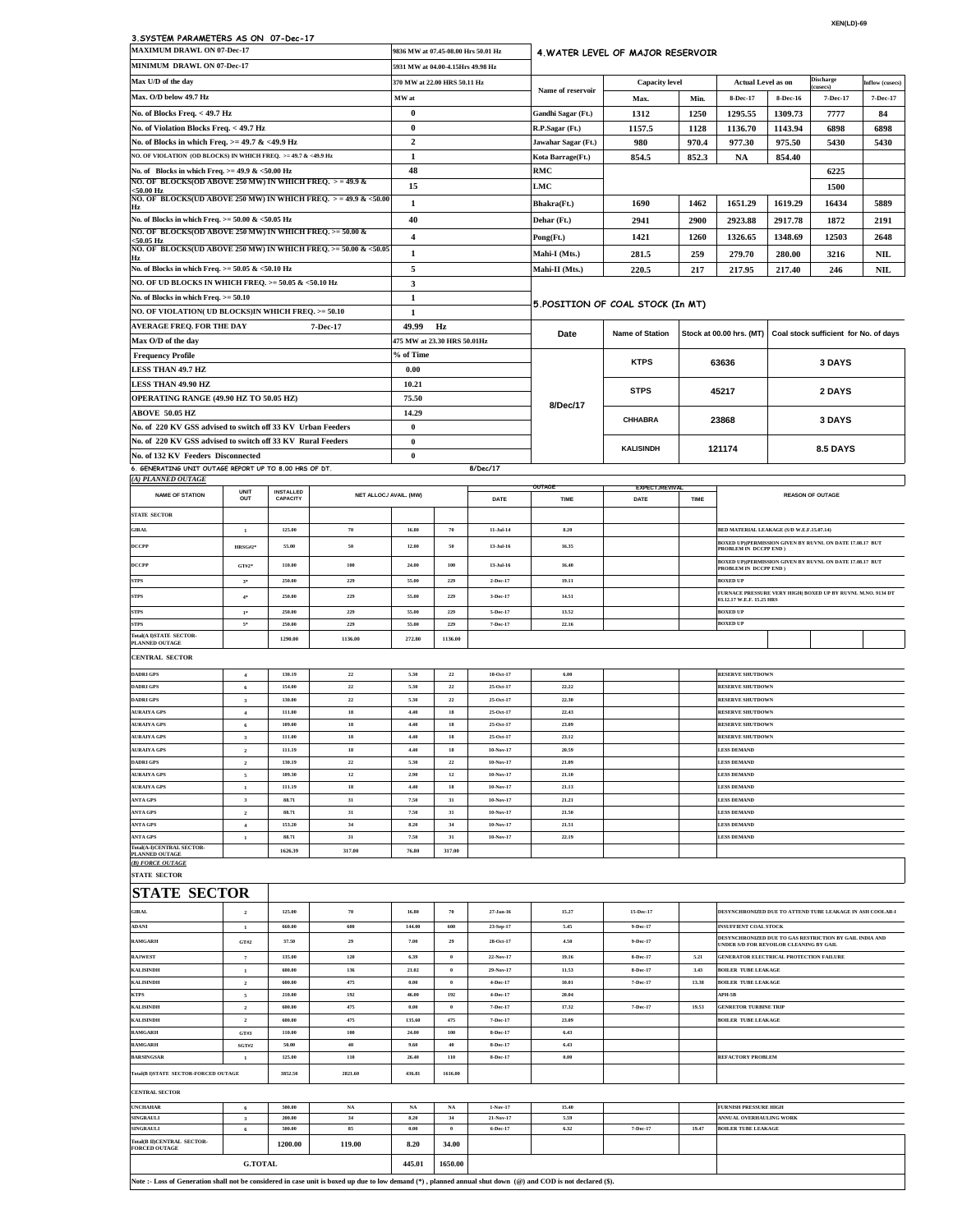## 3.SYSTEM PARAMETERS AS ON 07-Dec-17

| | |
|---|---|
| MAXIMUM DRAWL ON 07-Dec-17 | 9836 MW at 07.45-08.00 Hrs 50.01 Hz |
| MINIMUM DRAWL ON 07-Dec-17 | 5931 MW at 04.00-4.15Hrs 49.98 Hz |
| Max U/D of the day | 370 MW at 22.00 HRS 50.11 Hz |
| Max. O/D below 49.7 Hz | MW at |
| No. of Blocks Freq. < 49.7 Hz | 0 |
| No. of Violation Blocks Freq. < 49.7 Hz | 0 |
| No. of Blocks in which Freq. >= 49.7 & <49.9 Hz | 2 |
| NO. OF VIOLATION (OD BLOCKS) IN WHICH FREQ. >= 49.7 & <49.9 Hz | 1 |
| No. of Blocks in which Freq. >= 49.9 & <50.00 Hz | 48 |
| NO. OF BLOCKS(OD ABOVE 250 MW) IN WHICH FREQ. > = 49.9 & <50.00 Hz | 15 |
| NO. OF BLOCKS(UD ABOVE 250 MW) IN WHICH FREQ. > = 49.9 & <50.00 Hz | 1 |
| No. of Blocks in which Freq. >= 50.00 & <50.05 Hz | 40 |
| NO. OF BLOCKS(OD ABOVE 250 MW) IN WHICH FREQ. >= 50.00 & <50.05 Hz | 4 |
| NO. OF BLOCKS(UD ABOVE 250 MW) IN WHICH FREQ. >= 50.00 & <50.05 Hz | 1 |
| No. of Blocks in which Freq. >= 50.05 & <50.10 Hz | 5 |
| NO. OF UD BLOCKS IN WHICH FREQ. >= 50.05 & <50.10 Hz | 3 |
| No. of Blocks in which Freq. >= 50.10 | 1 |
| NO. OF VIOLATION( UD BLOCKS)IN WHICH FREQ. >= 50.10 | 1 |
| AVERAGE FREQ. FOR THE DAY 7-Dec-17 | 49.99 Hz |
| Max O/D of the day | 475 MW at 23.30 HRS 50.01Hz |
| Frequency Profile | % of Time |
| LESS THAN 49.7 HZ | 0.00 |
| LESS THAN 49.90 HZ | 10.21 |
| OPERATING RANGE (49.90 HZ TO 50.05 HZ) | 75.50 |
| ABOVE 50.05 HZ | 14.29 |
| No. of 220 KV GSS advised to switch off 33 KV Urban Feeders | 0 |
| No. of 220 KV GSS advised to switch off 33 KV Rural Feeders | 0 |
| No. of 132 KV Feeders Disconnected | 0 |

## 4.WATER LEVEL OF MAJOR RESERVOIR

| Name of reservoir | Capacity level | | Actual Level as on | | Discharge (cusecs) | Inflow (cusecs) |
|---|---|---|---|---|---|---|
| | Max. | Min. | 8-Dec-17 | 8-Dec-16 | 7-Dec-17 | 7-Dec-17 |
| Gandhi Sagar (Ft.) | 1312 | 1250 | 1295.55 | 1309.73 | 7777 | 84 |
| R.P.Sagar (Ft.) | 1157.5 | 1128 | 1136.70 | 1143.94 | 6898 | 6898 |
| Jawahar Sagar (Ft.) | 980 | 970.4 | 977.30 | 975.50 | 5430 | 5430 |
| Kota Barrage(Ft.) | 854.5 | 852.3 | NA | 854.40 | | |
| RMC | | | | | 6225 | |
| LMC | | | | | 1500 | |
| Bhakra(Ft.) | 1690 | 1462 | 1651.29 | 1619.29 | 16434 | 5889 |
| Dehar (Ft.) | 2941 | 2900 | 2923.88 | 2917.78 | 1872 | 2191 |
| Pong(Ft.) | 1421 | 1260 | 1326.65 | 1348.69 | 12503 | 2648 |
| Mahi-I (Mts.) | 281.5 | 259 | 279.70 | 280.00 | 3216 | NIL |
| Mahi-II (Mts.) | 220.5 | 217 | 217.95 | 217.40 | 246 | NIL |

## 5.POSITION OF COAL STOCK (In MT)

| Date | Name of Station | Stock at 00.00 hrs. (MT) | Coal stock sufficient for No. of days |
|---|---|---|---|
| 8/Dec/17 | KTPS | 63636 | 3 DAYS |
| | STPS | 45217 | 2 DAYS |
| | CHHABRA | 23868 | 3 DAYS |
| | KALISINDH | 121174 | 8.5 DAYS |

## 6. GENERATING UNIT OUTAGE REPORT UP TO 8.00 HRS OF DT. 8/Dec/17

*(A) PLANNED OUTAGE*

| NAME OF STATION | UNIT OUT | INSTALLED CAPACITY | NET ALLOC./ AVAIL. (MW) | | | OUTAGE DATE | OUTAGE TIME | EXPECT.REVIVAL DATE | EXPECT.REVIVAL TIME | REASON OF OUTAGE |
|---|---|---|---|---|---|---|---|---|---|---|
| STATE SECTOR | | | | | | | | | | |
| GIRAL | 1 | 125.00 | 70 | 16.80 | 70 | 11-Jul-14 | 8.20 | | | BED MATERIAL LEAKAGE (S/D W.E.F.15.07.14) |
| DCCPP | HRSG#2* | 55.00 | 50 | 12.00 | 50 | 13-Jul-16 | 16.35 | | | BOXED UP(PERMISSION GIVEN BY RUVNL ON DATE 17.08.17 BUT PROBLEM IN DCCPP END ) |
| DCCPP | GT#2* | 110.00 | 100 | 24.00 | 100 | 13-Jul-16 | 16.40 | | | BOXED UP(PERMISSION GIVEN BY RUVNL ON DATE 17.08.17 BUT PROBLEM IN DCCPP END ) |
| STPS | 3* | 250.00 | 229 | 55.00 | 229 | 2-Dec-17 | 19.11 | | | BOXED UP |
| STPS | 4* | 250.00 | 229 | 55.00 | 229 | 3-Dec-17 | 14.51 | | | FURNACE PRESSURE VERY HIGH( BOXED UP BY RUVNL M.NO. 9134 DT 03.12.17 W.E.F. 15.25 HRS |
| STPS | 1* | 250.00 | 229 | 55.00 | 229 | 5-Dec-17 | 13.52 | | | BOXED UP |
| STPS | 5* | 250.00 | 229 | 55.00 | 229 | 7-Dec-17 | 22.16 | | | BOXED UP |
| Total(A)STATE SECTOR-PLANNED OUTAGE | | 1290.00 | 1136.00 | 272.80 | 1136.00 | | | | | |
| CENTRAL SECTOR | | | | | | | | | | |
| DADRI GPS | 4 | 130.19 | 22 | 5.30 | 22 | 18-Oct-17 | 6.00 | | | RESERVE SHUTDOWN |
| DADRI GPS | 6 | 154.00 | 22 | 5.30 | 22 | 25-Oct-17 | 22.22 | | | RESERVE SHUTDOWN |
| DADRI GPS | 3 | 130.00 | 22 | 5.30 | 22 | 25-Oct-17 | 22.30 | | | RESERVE SHUTDOWN |
| AURAIYA GPS | 4 | 111.00 | 18 | 4.40 | 18 | 25-Oct-17 | 22.43 | | | RESERVE SHUTDOWN |
| AURAIYA GPS | 6 | 109.00 | 18 | 4.40 | 18 | 25-Oct-17 | 23.09 | | | RESERVE SHUTDOWN |
| AURAIYA GPS | 3 | 111.00 | 18 | 4.40 | 18 | 25-Oct-17 | 23.12 | | | RESERVE SHUTDOWN |
| AURAIYA GPS | 2 | 111.19 | 18 | 4.40 | 18 | 10-Nov-17 | 20.59 | | | LESS DEMAND |
| DADRI GPS | 2 | 130.19 | 22 | 5.30 | 22 | 10-Nov-17 | 21.09 | | | LESS DEMAND |
| AURAIYA GPS | 5 | 109.30 | 12 | 2.90 | 12 | 10-Nov-17 | 21.10 | | | LESS DEMAND |
| AURAIYA GPS | 1 | 111.19 | 18 | 4.40 | 18 | 10-Nov-17 | 21.13 | | | LESS DEMAND |
| ANTA GPS | 3 | 88.71 | 31 | 7.50 | 31 | 10-Nov-17 | 21.21 | | | LESS DEMAND |
| ANTA GPS | 2 | 88.71 | 31 | 7.50 | 31 | 10-Nov-17 | 21.50 | | | LESS DEMAND |
| ANTA GPS | 4 | 153.20 | 34 | 8.20 | 34 | 10-Nov-17 | 21.51 | | | LESS DEMAND |
| ANTA GPS | 1 | 88.71 | 31 | 7.50 | 31 | 10-Nov-17 | 22.19 | | | LESS DEMAND |
| Total(A-I)CENTRAL SECTOR-PLANNED OUTAGE | | 1626.39 | 317.00 | 76.80 | 317.00 | | | | | |

*(B) FORCE OUTAGE*

STATE SECTOR

| NAME OF STATION | UNIT OUT | INSTALLED CAPACITY | NET ALLOC./ AVAIL. (MW) | | | OUTAGE DATE | OUTAGE TIME | EXPECT.REVIVAL DATE | EXPECT.REVIVAL TIME | REASON OF OUTAGE |
|---|---|---|---|---|---|---|---|---|---|---|
| **STATE SECTOR** | | | | | | | | | | |
| GIRAL | 2 | 125.00 | 70 | 16.80 | 70 | 27-Jan-16 | 15.27 | 15-Dec-17 | | DESYNCHRONIZED DUE TO ATTEND TUBE LEAKAGE IN ASH COOLAR-I |
| ADANI | 1 | 660.00 | 600 | 144.00 | 600 | 23-Sep-17 | 5.45 | 9-Dec-17 | | INSUFFIENT COAL STOCK |
| RAMGARH | GT#2 | 37.50 | 29 | 7.00 | 29 | 28-Oct-17 | 4.50 | 9-Dec-17 | | DESYNCHRONIZED DUE TO GAS RESTRICTION BY GAIL INDIA AND UNDER S/D FOR REVOILOR CLEANING BY GAIL |
| RAJWEST | 7 | 135.00 | 120 | 6.39 | 0 | 22-Nov-17 | 19.16 | 8-Dec-17 | 5.21 | GENERATOR ELECTRICAL PROTECTION FAILURE |
| KALISINDH | 1 | 600.00 | 136 | 21.02 | 0 | 29-Nov-17 | 11.53 | 8-Dec-17 | 3.43 | BOILER TUBE LEAKAGE |
| KALISINDH | 2 | 600.00 | 475 | 0.00 | 0 | 6-Dec-17 | 10.01 | 7-Dec-17 | 13.38 | BOILER TUBE LEAKAGE |
| KTPS | 5 | 210.00 | 192 | 46.00 | 192 | 6-Dec-17 | 20.04 | | | APH-5B |
| KALISINDH | 2 | 600.00 | 475 | 0.00 | 0 | 7-Dec-17 | 17.32 | 7-Dec-17 | 19.53 | GENRETOR TURBINE TRIP |
| KALISINDH | 2 | 600.00 | 475 | 135.60 | 475 | 7-Dec-17 | 23.09 | | | BOILER TUBE LEAKAGE |
| RAMGARH | GT#1 | 110.00 | 100 | 24.00 | 100 | 8-Dec-17 | 6.43 | | | |
| RAMGARH | SGT#2 | 50.00 | 40 | 9.60 | 40 | 8-Dec-17 | 6.43 | | | |
| BARSINGSAR | 1 | 125.00 | 110 | 26.40 | 110 | 8-Dec-17 | 0.00 | | | REFACTORY PROBLEM |
| Total(B I)STATE SECTOR-FORCED OUTAGE | | 3852.50 | 2821.60 | 436.81 | 1616.00 | | | | | |
| CENTRAL SECTOR | | | | | | | | | | |
| UNCHAHAR | 6 | 500.00 | NA | NA | NA | 1-Nov-17 | 15.40 | | | FURNISH PRESSURE HIGH |
| SINGRAULI | 3 | 200.00 | 34 | 8.20 | 34 | 21-Nov-17 | 5.59 | | | ANNUAL OVERHAULING WORK |
| SINGRAULI | 6 | 500.00 | 85 | 0.00 | 0 | 6-Dec-17 | 6.32 | 7-Dec-17 | 19.47 | BOILER TUBE LEAKAGE |
| Total(B II)CENTRAL SECTOR-FORCED OUTAGE | | 1200.00 | 119.00 | 8.20 | 34.00 | | | | | |
| G.TOTAL | | | | 445.01 | 1650.00 | | | | | |

Note :- Loss of Generation shall not be considered in case unit is boxed up due to low demand (*) , planned annual shut down (@) and COD is not declared ($).